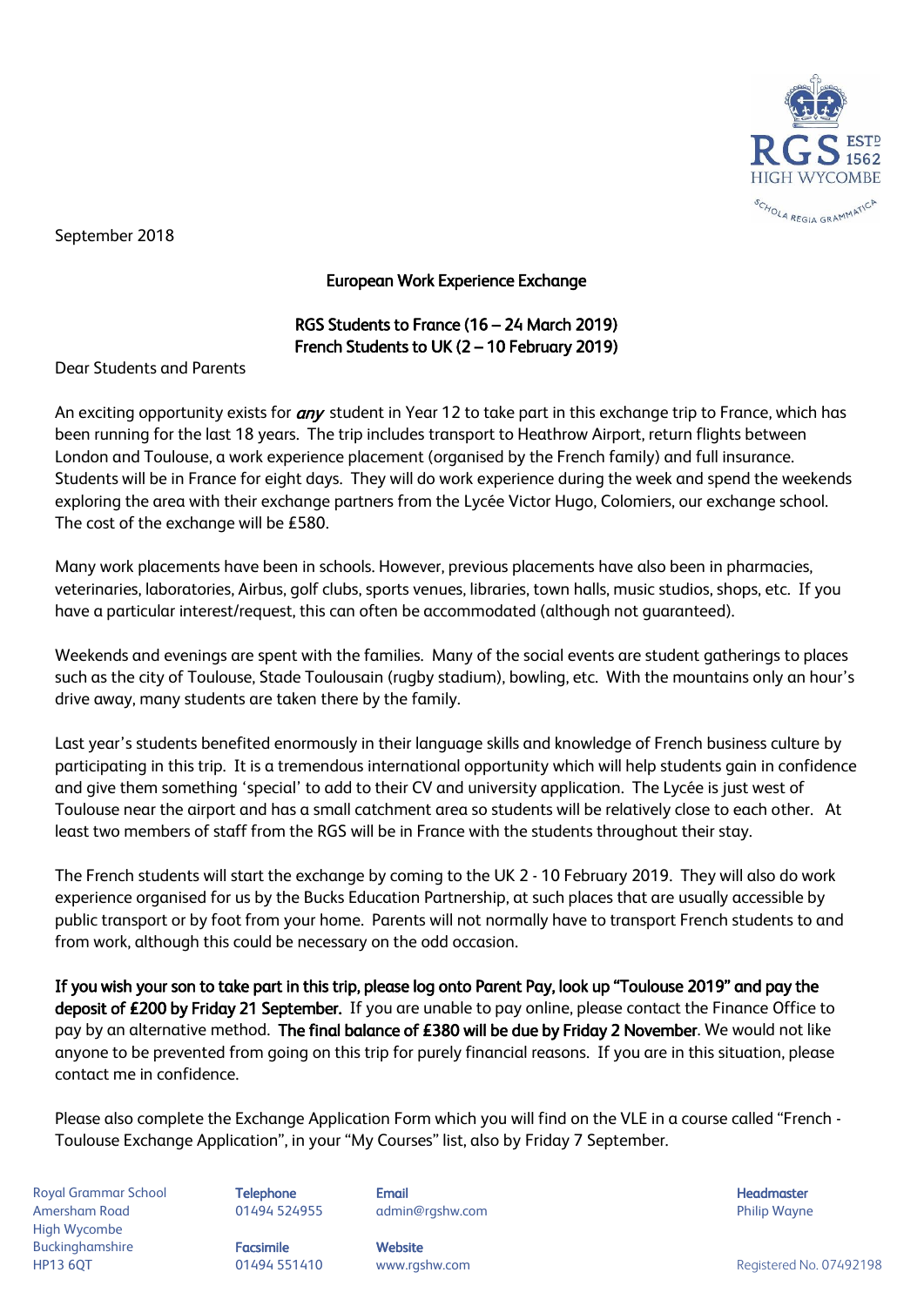September 2018

**European Work Experience Exchange**

**RGS Students to France (16 – 24 March 2019)**
**French Students to UK (2 – 10 February 2019)**

Dear Students and Parents

An exciting opportunity exists for ***any*** student in Year 12 to take part in this exchange trip to France, which has been running for the last 18 years. The trip includes transport to Heathrow Airport, return flights between London and Toulouse, a work experience placement (organised by the French family) and full insurance. Students will be in France for eight days. They will do work experience during the week and spend the weekends exploring the area with their exchange partners from the Lycée Victor Hugo, Colomiers, our exchange school. The cost of the exchange will be £580.

Many work placements have been in schools. However, previous placements have also been in pharmacies, veterinaries, laboratories, Airbus, golf clubs, sports venues, libraries, town halls, music studios, shops, etc. If you have a particular interest/request, this can often be accommodated (although not guaranteed).

Weekends and evenings are spent with the families. Many of the social events are student gatherings to places such as the city of Toulouse, Stade Toulousain (rugby stadium), bowling, etc. With the mountains only an hour's drive away, many students are taken there by the family.

Last year's students benefited enormously in their language skills and knowledge of French business culture by participating in this trip. It is a tremendous international opportunity which will help students gain in confidence and give them something 'special' to add to their CV and university application. The Lycée is just west of Toulouse near the airport and has a small catchment area so students will be relatively close to each other. At least two members of staff from the RGS will be in France with the students throughout their stay.

The French students will start the exchange by coming to the UK 2 - 10 February 2019. They will also do work experience organised for us by the Bucks Education Partnership, at such places that are usually accessible by public transport or by foot from your home. Parents will not normally have to transport French students to and from work, although this could be necessary on the odd occasion.

**If you wish your son to take part in this trip, please log onto Parent Pay, look up "Toulouse 2019" and pay the deposit of £200 by Friday 21 September.** If you are unable to pay online, please contact the Finance Office to pay by an alternative method. **The final balance of £380 will be due by Friday 2 November**. We would not like anyone to be prevented from going on this trip for purely financial reasons. If you are in this situation, please contact me in confidence.

Please also complete the Exchange Application Form which you will find on the VLE in a course called "French - Toulouse Exchange Application", in your "My Courses" list, also by Friday 7 September.

Royal Grammar School
Amersham Road
High Wycombe
Buckinghamshire
HP13 6QT

**Telephone**
01494 524955

**Facsimile**
01494 551410

**Email**
admin@rgshw.com

**Website**
www.rgshw.com

**Headmaster**
Philip Wayne

Registered No. 07492198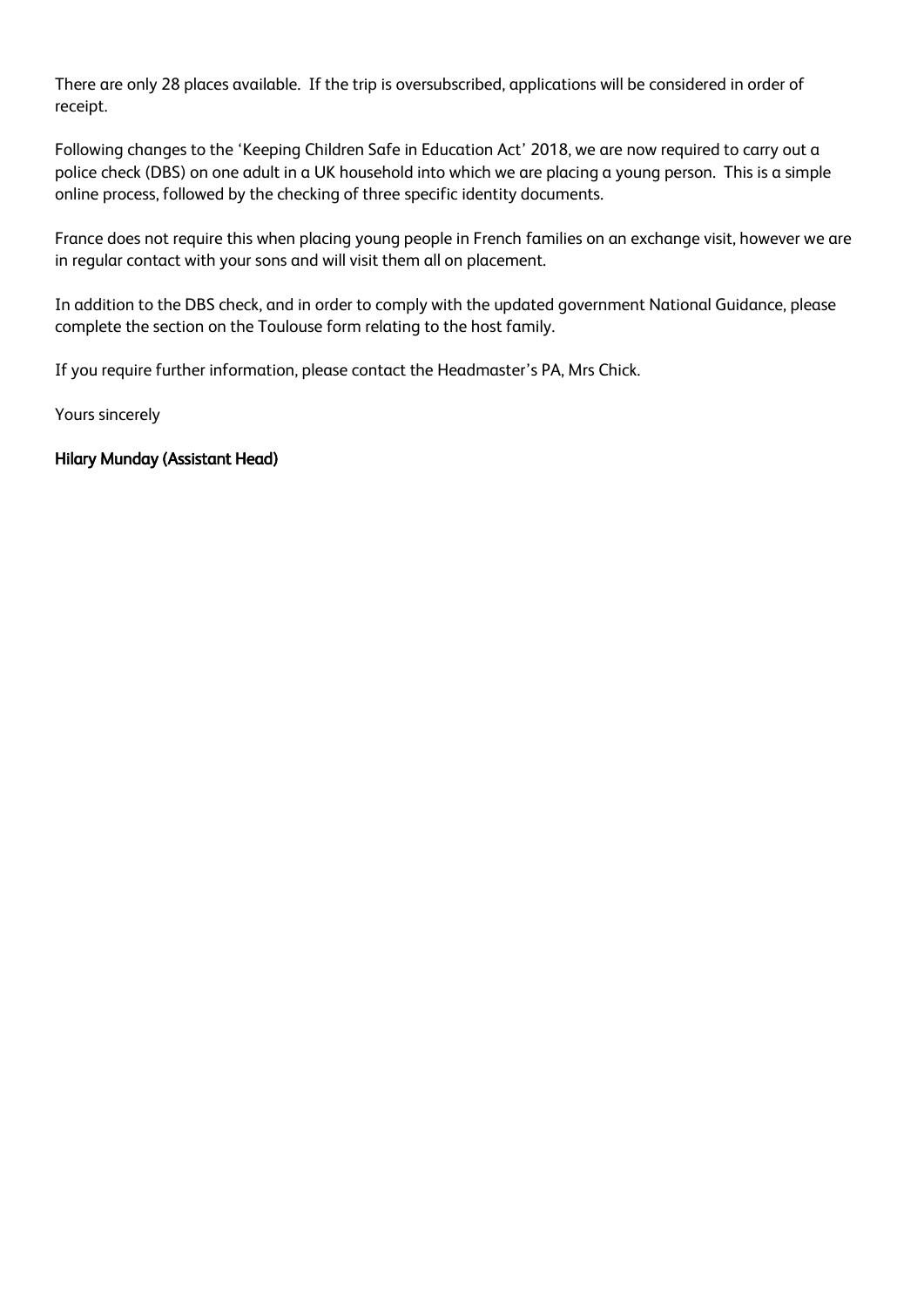There are only 28 places available. If the trip is oversubscribed, applications will be considered in order of receipt.

Following changes to the 'Keeping Children Safe in Education Act' 2018, we are now required to carry out a police check (DBS) on one adult in a UK household into which we are placing a young person. This is a simple online process, followed by the checking of three specific identity documents.

France does not require this when placing young people in French families on an exchange visit, however we are in regular contact with your sons and will visit them all on placement.

In addition to the DBS check, and in order to comply with the updated government National Guidance, please complete the section on the Toulouse form relating to the host family.

If you require further information, please contact the Headmaster's PA, Mrs Chick.

Yours sincerely

**Hilary Munday (Assistant Head)**